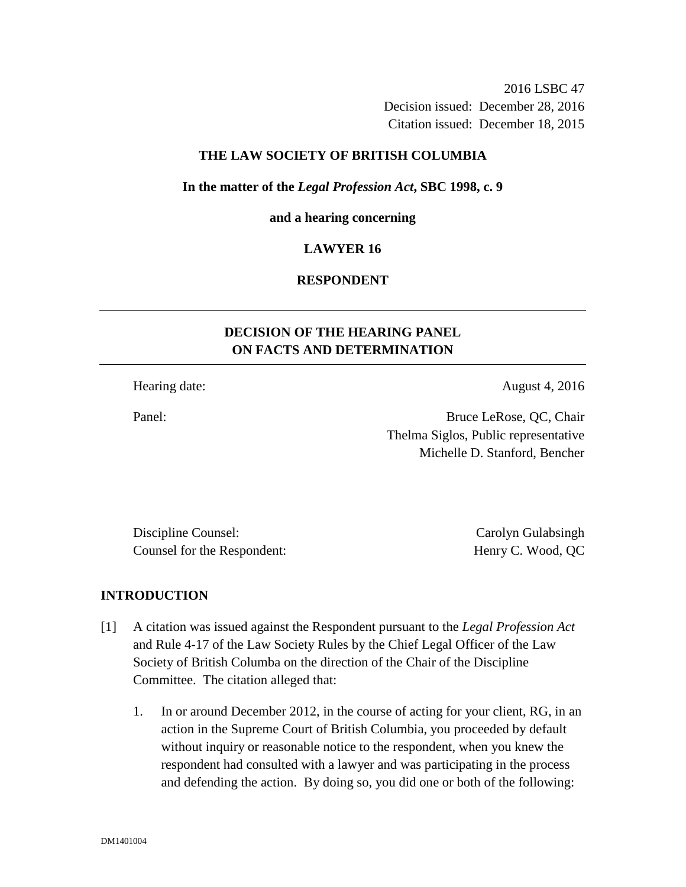2016 LSBC 47
Decision issued: December 28, 2016
Citation issued: December 18, 2015

**THE LAW SOCIETY OF BRITISH COLUMBIA**

**In the matter of the *Legal Profession Act*, SBC 1998, c. 9**

**and a hearing concerning**

**LAWYER 16**

**RESPONDENT**

---

## DECISION OF THE HEARING PANEL ON FACTS AND DETERMINATION

---

Hearing date: August 4, 2016

Panel: Bruce LeRose, QC, Chair
Thelma Siglos, Public representative
Michelle D. Stanford, Bencher

Discipline Counsel: Carolyn Gulabsingh
Counsel for the Respondent: Henry C. Wood, QC

## INTRODUCTION

[1] A citation was issued against the Respondent pursuant to the *Legal Profession Act* and Rule 4-17 of the Law Society Rules by the Chief Legal Officer of the Law Society of British Columba on the direction of the Chair of the Discipline Committee. The citation alleged that:

1. In or around December 2012, in the course of acting for your client, RG, in an action in the Supreme Court of British Columbia, you proceeded by default without inquiry or reasonable notice to the respondent, when you knew the respondent had consulted with a lawyer and was participating in the process and defending the action. By doing so, you did one or both of the following:

DM1401004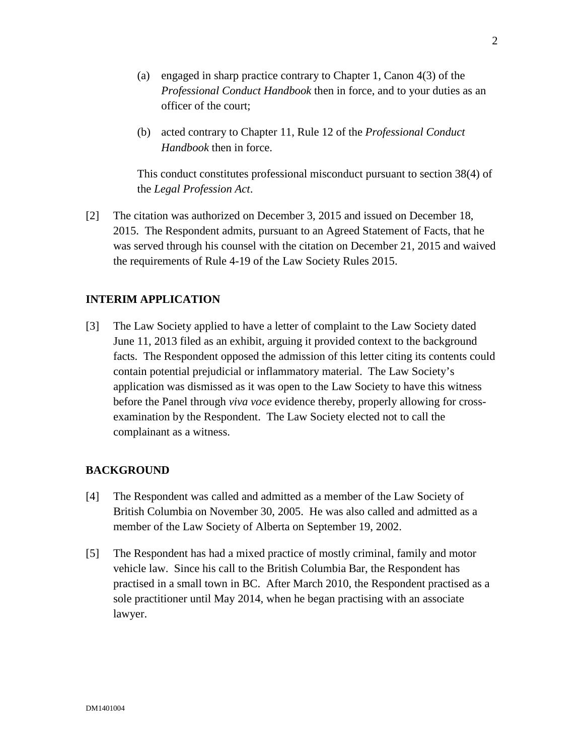(a) engaged in sharp practice contrary to Chapter 1, Canon 4(3) of the *Professional Conduct Handbook* then in force, and to your duties as an officer of the court;

(b) acted contrary to Chapter 11, Rule 12 of the *Professional Conduct Handbook* then in force.

This conduct constitutes professional misconduct pursuant to section 38(4) of the *Legal Profession Act*.

[2] The citation was authorized on December 3, 2015 and issued on December 18, 2015. The Respondent admits, pursuant to an Agreed Statement of Facts, that he was served through his counsel with the citation on December 21, 2015 and waived the requirements of Rule 4-19 of the Law Society Rules 2015.

## INTERIM APPLICATION

[3] The Law Society applied to have a letter of complaint to the Law Society dated June 11, 2013 filed as an exhibit, arguing it provided context to the background facts. The Respondent opposed the admission of this letter citing its contents could contain potential prejudicial or inflammatory material. The Law Society's application was dismissed as it was open to the Law Society to have this witness before the Panel through *viva voce* evidence thereby, properly allowing for cross-examination by the Respondent. The Law Society elected not to call the complainant as a witness.

## BACKGROUND

[4] The Respondent was called and admitted as a member of the Law Society of British Columbia on November 30, 2005. He was also called and admitted as a member of the Law Society of Alberta on September 19, 2002.

[5] The Respondent has had a mixed practice of mostly criminal, family and motor vehicle law. Since his call to the British Columbia Bar, the Respondent has practised in a small town in BC. After March 2010, the Respondent practised as a sole practitioner until May 2014, when he began practising with an associate lawyer.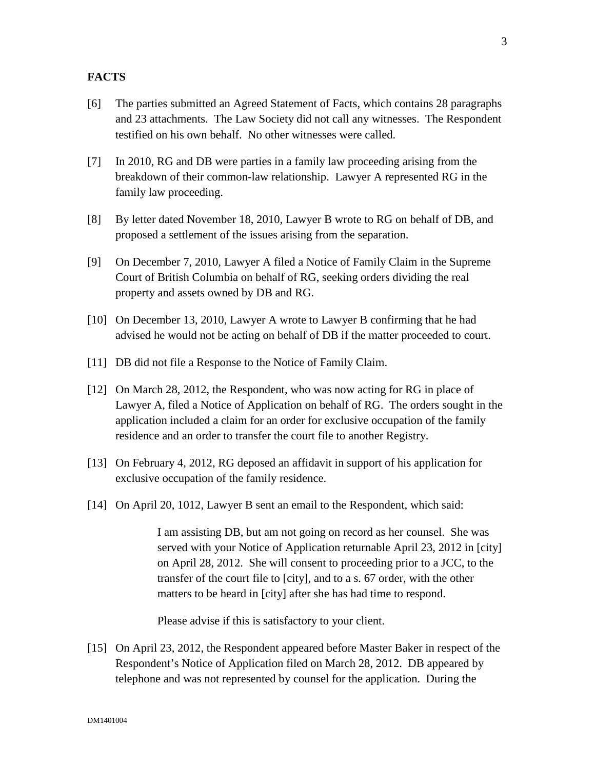**FACTS**

[6] The parties submitted an Agreed Statement of Facts, which contains 28 paragraphs and 23 attachments. The Law Society did not call any witnesses. The Respondent testified on his own behalf. No other witnesses were called.

[7] In 2010, RG and DB were parties in a family law proceeding arising from the breakdown of their common-law relationship. Lawyer A represented RG in the family law proceeding.

[8] By letter dated November 18, 2010, Lawyer B wrote to RG on behalf of DB, and proposed a settlement of the issues arising from the separation.

[9] On December 7, 2010, Lawyer A filed a Notice of Family Claim in the Supreme Court of British Columbia on behalf of RG, seeking orders dividing the real property and assets owned by DB and RG.

[10] On December 13, 2010, Lawyer A wrote to Lawyer B confirming that he had advised he would not be acting on behalf of DB if the matter proceeded to court.

[11] DB did not file a Response to the Notice of Family Claim.

[12] On March 28, 2012, the Respondent, who was now acting for RG in place of Lawyer A, filed a Notice of Application on behalf of RG. The orders sought in the application included a claim for an order for exclusive occupation of the family residence and an order to transfer the court file to another Registry.

[13] On February 4, 2012, RG deposed an affidavit in support of his application for exclusive occupation of the family residence.

[14] On April 20, 1012, Lawyer B sent an email to the Respondent, which said:

> I am assisting DB, but am not going on record as her counsel. She was served with your Notice of Application returnable April 23, 2012 in [city] on April 28, 2012. She will consent to proceeding prior to a JCC, to the transfer of the court file to [city], and to a s. 67 order, with the other matters to be heard in [city] after she has had time to respond.
>
> Please advise if this is satisfactory to your client.

[15] On April 23, 2012, the Respondent appeared before Master Baker in respect of the Respondent's Notice of Application filed on March 28, 2012. DB appeared by telephone and was not represented by counsel for the application. During the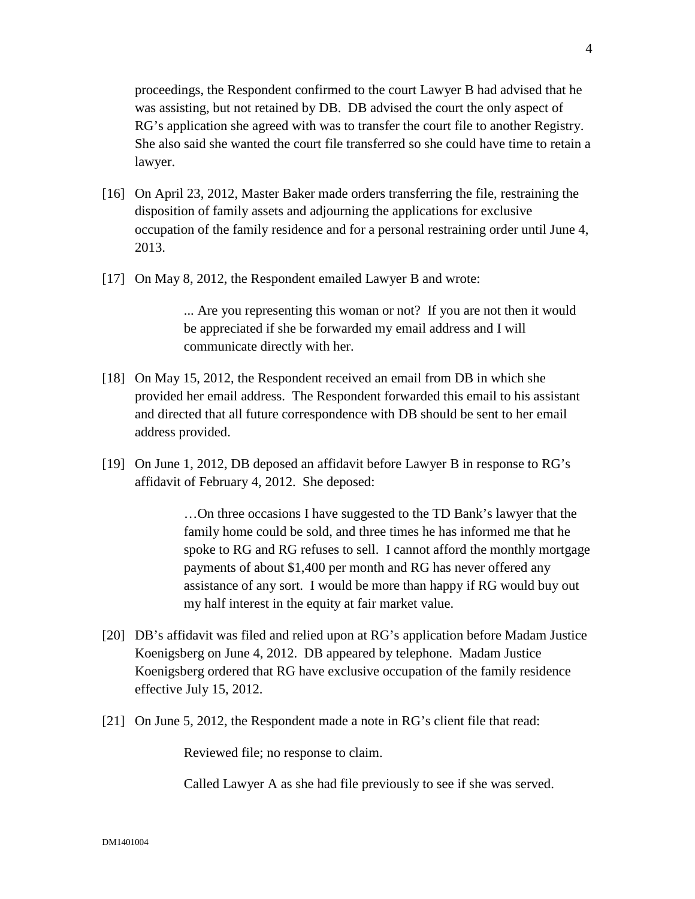proceedings, the Respondent confirmed to the court Lawyer B had advised that he was assisting, but not retained by DB. DB advised the court the only aspect of RG's application she agreed with was to transfer the court file to another Registry. She also said she wanted the court file transferred so she could have time to retain a lawyer.

[16] On April 23, 2012, Master Baker made orders transferring the file, restraining the disposition of family assets and adjourning the applications for exclusive occupation of the family residence and for a personal restraining order until June 4, 2013.

[17] On May 8, 2012, the Respondent emailed Lawyer B and wrote:

> ... Are you representing this woman or not? If you are not then it would be appreciated if she be forwarded my email address and I will communicate directly with her.

[18] On May 15, 2012, the Respondent received an email from DB in which she provided her email address. The Respondent forwarded this email to his assistant and directed that all future correspondence with DB should be sent to her email address provided.

[19] On June 1, 2012, DB deposed an affidavit before Lawyer B in response to RG's affidavit of February 4, 2012. She deposed:

> …On three occasions I have suggested to the TD Bank's lawyer that the family home could be sold, and three times he has informed me that he spoke to RG and RG refuses to sell. I cannot afford the monthly mortgage payments of about $1,400 per month and RG has never offered any assistance of any sort. I would be more than happy if RG would buy out my half interest in the equity at fair market value.

[20] DB's affidavit was filed and relied upon at RG's application before Madam Justice Koenigsberg on June 4, 2012. DB appeared by telephone. Madam Justice Koenigsberg ordered that RG have exclusive occupation of the family residence effective July 15, 2012.

[21] On June 5, 2012, the Respondent made a note in RG's client file that read:

> Reviewed file; no response to claim.
>
> Called Lawyer A as she had file previously to see if she was served.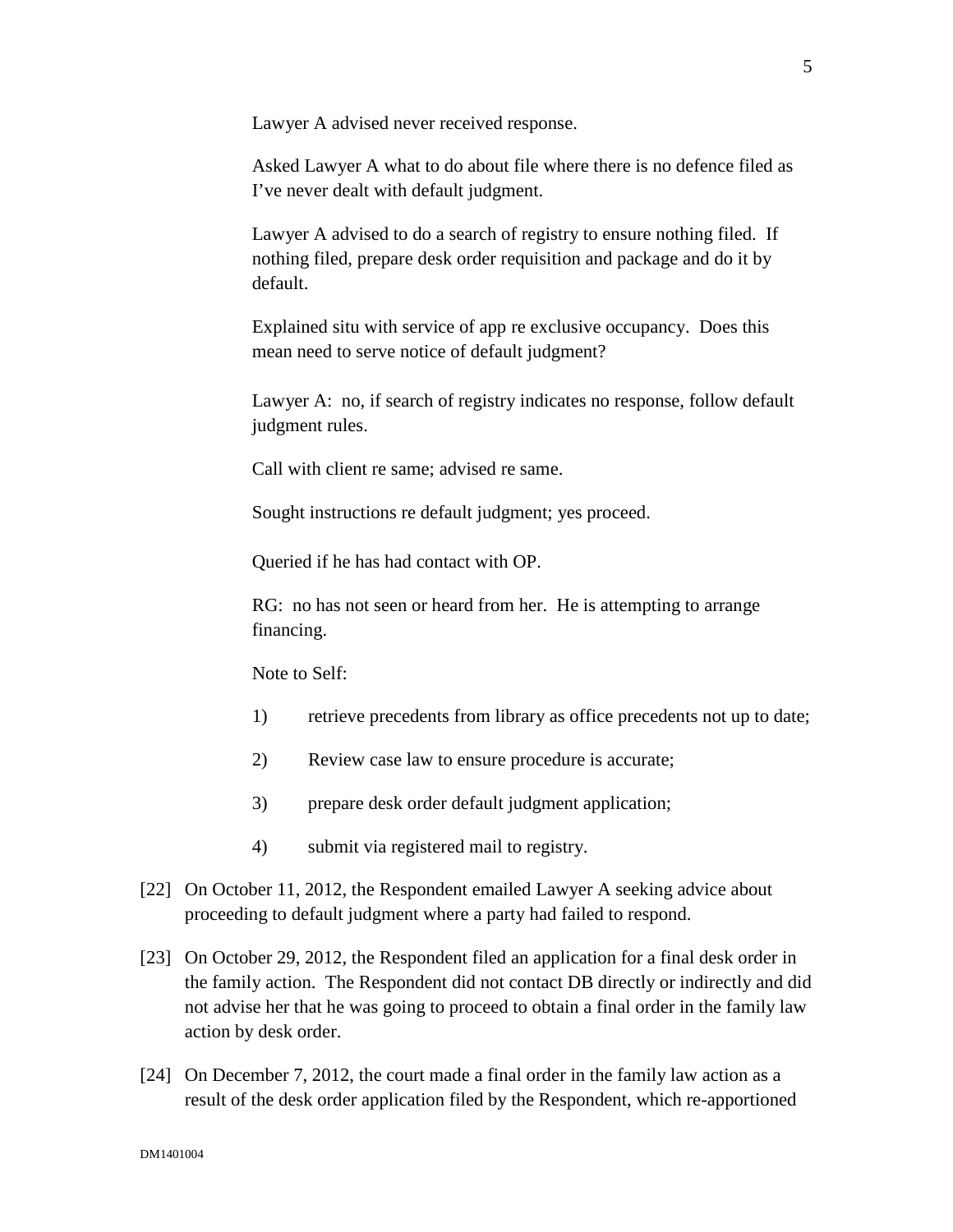> Lawyer A advised never received response.
>
> Asked Lawyer A what to do about file where there is no defence filed as I've never dealt with default judgment.
>
> Lawyer A advised to do a search of registry to ensure nothing filed. If nothing filed, prepare desk order requisition and package and do it by default.
>
> Explained situ with service of app re exclusive occupancy. Does this mean need to serve notice of default judgment?
>
> Lawyer A: no, if search of registry indicates no response, follow default judgment rules.
>
> Call with client re same; advised re same.
>
> Sought instructions re default judgment; yes proceed.
>
> Queried if he has had contact with OP.
>
> RG: no has not seen or heard from her. He is attempting to arrange financing.
>
> Note to Self:
>
> 1) retrieve precedents from library as office precedents not up to date;
>
> 2) Review case law to ensure procedure is accurate;
>
> 3) prepare desk order default judgment application;
>
> 4) submit via registered mail to registry.

[22] On October 11, 2012, the Respondent emailed Lawyer A seeking advice about proceeding to default judgment where a party had failed to respond.

[23] On October 29, 2012, the Respondent filed an application for a final desk order in the family action. The Respondent did not contact DB directly or indirectly and did not advise her that he was going to proceed to obtain a final order in the family law action by desk order.

[24] On December 7, 2012, the court made a final order in the family law action as a result of the desk order application filed by the Respondent, which re-apportioned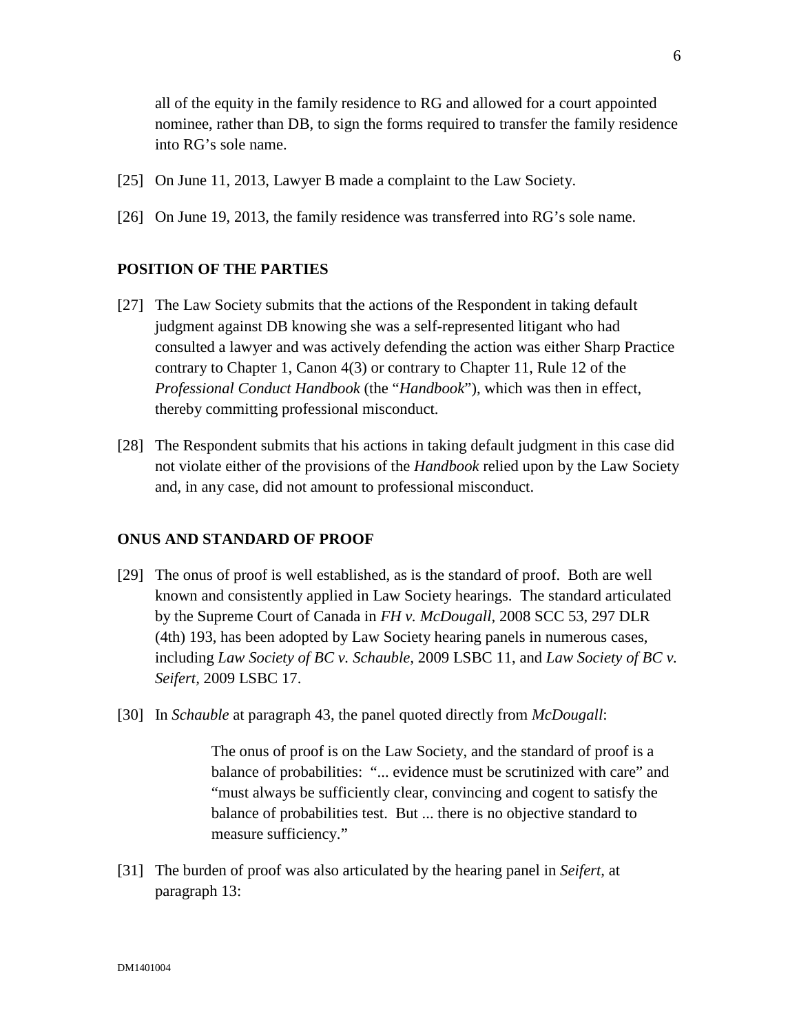all of the equity in the family residence to RG and allowed for a court appointed nominee, rather than DB, to sign the forms required to transfer the family residence into RG's sole name.

[25] On June 11, 2013, Lawyer B made a complaint to the Law Society.

[26] On June 19, 2013, the family residence was transferred into RG's sole name.

## POSITION OF THE PARTIES

[27] The Law Society submits that the actions of the Respondent in taking default judgment against DB knowing she was a self-represented litigant who had consulted a lawyer and was actively defending the action was either Sharp Practice contrary to Chapter 1, Canon 4(3) or contrary to Chapter 11, Rule 12 of the *Professional Conduct Handbook* (the "*Handbook*"), which was then in effect, thereby committing professional misconduct.

[28] The Respondent submits that his actions in taking default judgment in this case did not violate either of the provisions of the *Handbook* relied upon by the Law Society and, in any case, did not amount to professional misconduct.

## ONUS AND STANDARD OF PROOF

[29] The onus of proof is well established, as is the standard of proof. Both are well known and consistently applied in Law Society hearings. The standard articulated by the Supreme Court of Canada in *FH v. McDougall,* 2008 SCC 53, 297 DLR (4th) 193, has been adopted by Law Society hearing panels in numerous cases, including *Law Society of BC v. Schauble,* 2009 LSBC 11, and *Law Society of BC v. Seifert,* 2009 LSBC 17.

[30] In *Schauble* at paragraph 43, the panel quoted directly from *McDougall*:

> The onus of proof is on the Law Society, and the standard of proof is a balance of probabilities: "... evidence must be scrutinized with care" and "must always be sufficiently clear, convincing and cogent to satisfy the balance of probabilities test. But ... there is no objective standard to measure sufficiency."

[31] The burden of proof was also articulated by the hearing panel in *Seifert,* at paragraph 13: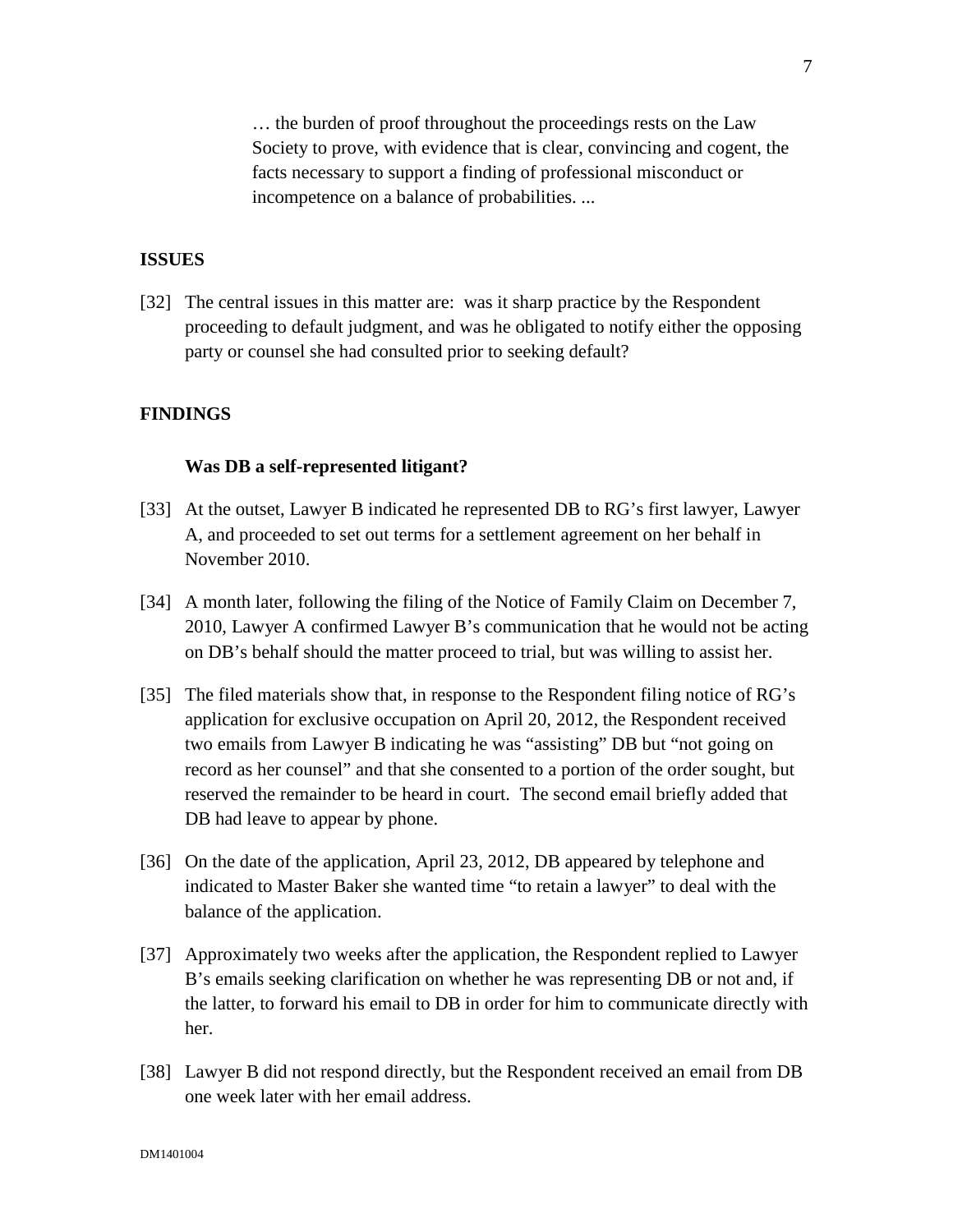> … the burden of proof throughout the proceedings rests on the Law Society to prove, with evidence that is clear, convincing and cogent, the facts necessary to support a finding of professional misconduct or incompetence on a balance of probabilities. ...

## ISSUES

[32] The central issues in this matter are: was it sharp practice by the Respondent proceeding to default judgment, and was he obligated to notify either the opposing party or counsel she had consulted prior to seeking default?

## FINDINGS

### Was DB a self-represented litigant?

[33] At the outset, Lawyer B indicated he represented DB to RG's first lawyer, Lawyer A, and proceeded to set out terms for a settlement agreement on her behalf in November 2010.

[34] A month later, following the filing of the Notice of Family Claim on December 7, 2010, Lawyer A confirmed Lawyer B's communication that he would not be acting on DB's behalf should the matter proceed to trial, but was willing to assist her.

[35] The filed materials show that, in response to the Respondent filing notice of RG's application for exclusive occupation on April 20, 2012, the Respondent received two emails from Lawyer B indicating he was "assisting" DB but "not going on record as her counsel" and that she consented to a portion of the order sought, but reserved the remainder to be heard in court. The second email briefly added that DB had leave to appear by phone.

[36] On the date of the application, April 23, 2012, DB appeared by telephone and indicated to Master Baker she wanted time "to retain a lawyer" to deal with the balance of the application.

[37] Approximately two weeks after the application, the Respondent replied to Lawyer B's emails seeking clarification on whether he was representing DB or not and, if the latter, to forward his email to DB in order for him to communicate directly with her.

[38] Lawyer B did not respond directly, but the Respondent received an email from DB one week later with her email address.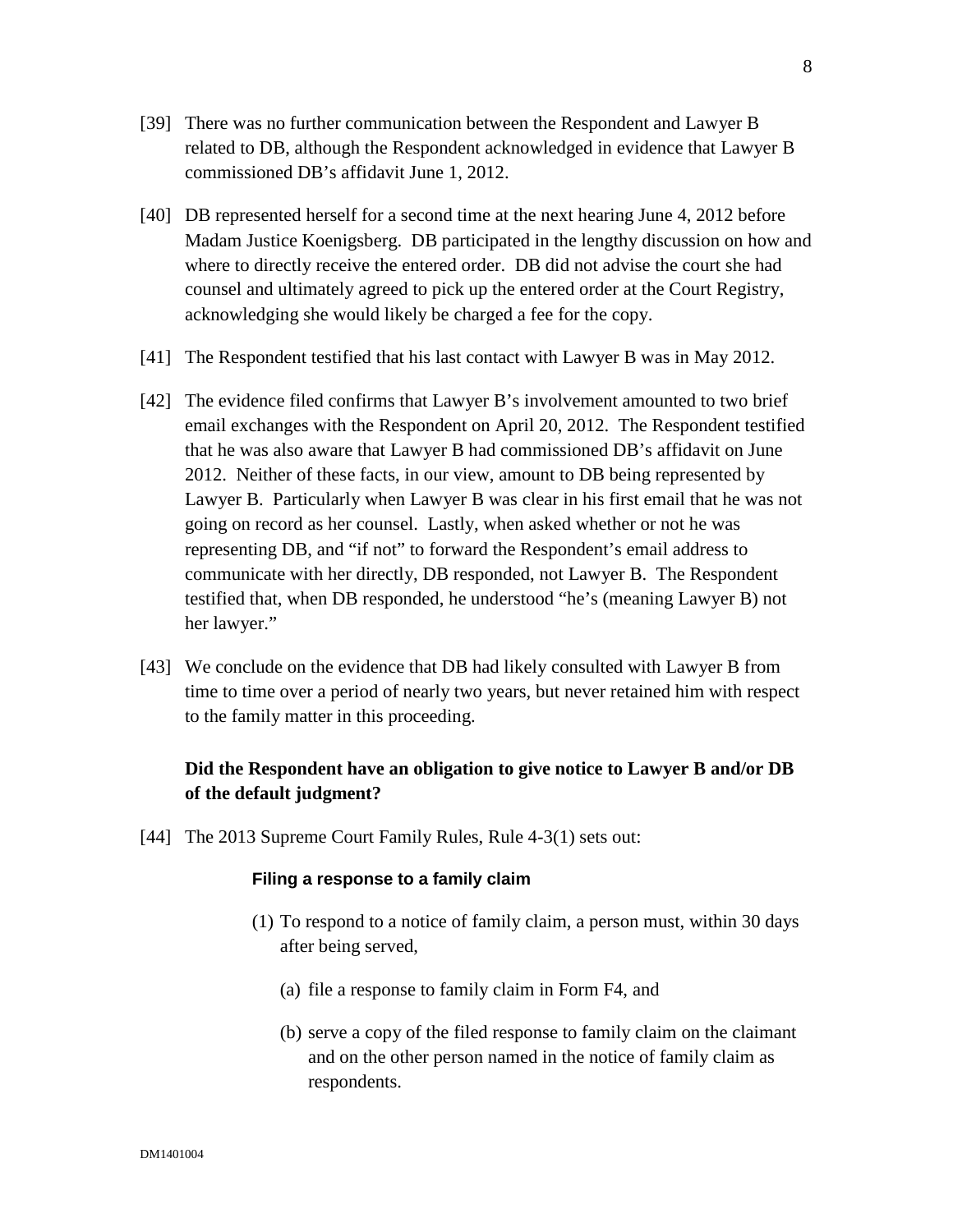[39] There was no further communication between the Respondent and Lawyer B related to DB, although the Respondent acknowledged in evidence that Lawyer B commissioned DB's affidavit June 1, 2012.

[40] DB represented herself for a second time at the next hearing June 4, 2012 before Madam Justice Koenigsberg. DB participated in the lengthy discussion on how and where to directly receive the entered order. DB did not advise the court she had counsel and ultimately agreed to pick up the entered order at the Court Registry, acknowledging she would likely be charged a fee for the copy.

[41] The Respondent testified that his last contact with Lawyer B was in May 2012.

[42] The evidence filed confirms that Lawyer B's involvement amounted to two brief email exchanges with the Respondent on April 20, 2012. The Respondent testified that he was also aware that Lawyer B had commissioned DB's affidavit on June 2012. Neither of these facts, in our view, amount to DB being represented by Lawyer B. Particularly when Lawyer B was clear in his first email that he was not going on record as her counsel. Lastly, when asked whether or not he was representing DB, and "if not" to forward the Respondent's email address to communicate with her directly, DB responded, not Lawyer B. The Respondent testified that, when DB responded, he understood "he's (meaning Lawyer B) not her lawyer."

[43] We conclude on the evidence that DB had likely consulted with Lawyer B from time to time over a period of nearly two years, but never retained him with respect to the family matter in this proceeding.

### Did the Respondent have an obligation to give notice to Lawyer B and/or DB of the default judgment?

[44] The 2013 Supreme Court Family Rules, Rule 4-3(1) sets out:

> **Filing a response to a family claim**
>
> (1) To respond to a notice of family claim, a person must, within 30 days after being served,
>
> (a) file a response to family claim in Form F4, and
>
> (b) serve a copy of the filed response to family claim on the claimant and on the other person named in the notice of family claim as respondents.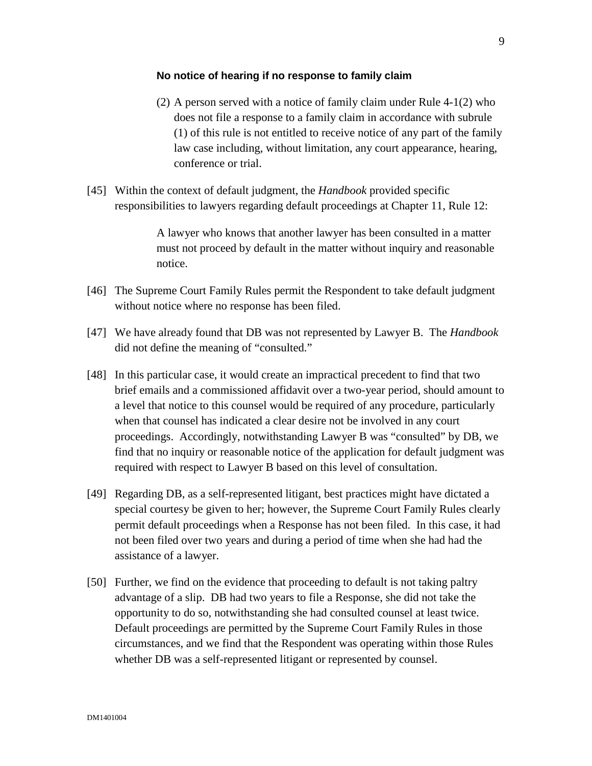**No notice of hearing if no response to family claim**

> (2) A person served with a notice of family claim under Rule 4-1(2) who does not file a response to a family claim in accordance with subrule (1) of this rule is not entitled to receive notice of any part of the family law case including, without limitation, any court appearance, hearing, conference or trial.

[45] Within the context of default judgment, the *Handbook* provided specific responsibilities to lawyers regarding default proceedings at Chapter 11, Rule 12:

> A lawyer who knows that another lawyer has been consulted in a matter must not proceed by default in the matter without inquiry and reasonable notice.

[46] The Supreme Court Family Rules permit the Respondent to take default judgment without notice where no response has been filed.

[47] We have already found that DB was not represented by Lawyer B. The *Handbook* did not define the meaning of "consulted."

[48] In this particular case, it would create an impractical precedent to find that two brief emails and a commissioned affidavit over a two-year period, should amount to a level that notice to this counsel would be required of any procedure, particularly when that counsel has indicated a clear desire not be involved in any court proceedings. Accordingly, notwithstanding Lawyer B was "consulted" by DB, we find that no inquiry or reasonable notice of the application for default judgment was required with respect to Lawyer B based on this level of consultation.

[49] Regarding DB, as a self-represented litigant, best practices might have dictated a special courtesy be given to her; however, the Supreme Court Family Rules clearly permit default proceedings when a Response has not been filed. In this case, it had not been filed over two years and during a period of time when she had had the assistance of a lawyer.

[50] Further, we find on the evidence that proceeding to default is not taking paltry advantage of a slip. DB had two years to file a Response, she did not take the opportunity to do so, notwithstanding she had consulted counsel at least twice. Default proceedings are permitted by the Supreme Court Family Rules in those circumstances, and we find that the Respondent was operating within those Rules whether DB was a self-represented litigant or represented by counsel.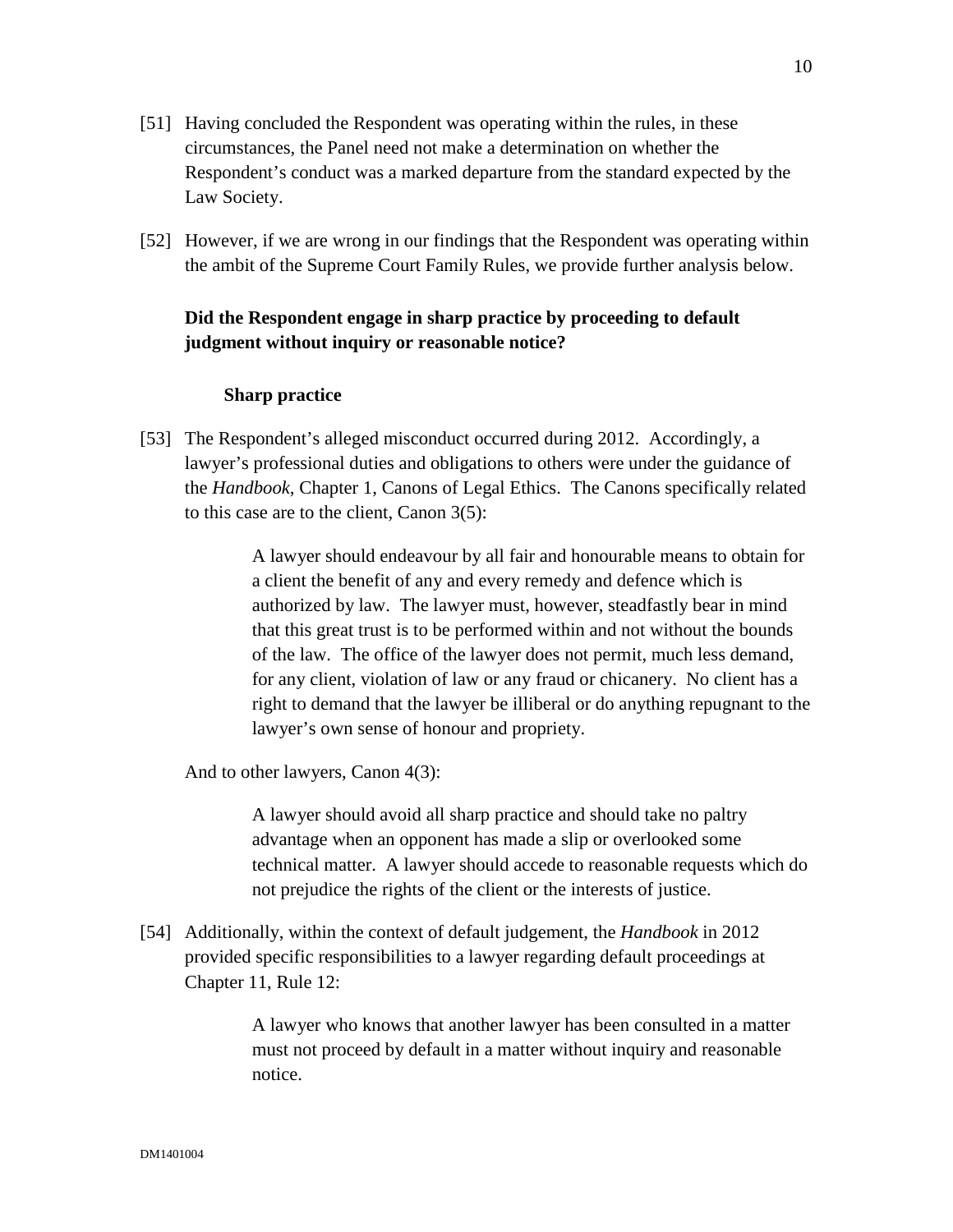[51] Having concluded the Respondent was operating within the rules, in these circumstances, the Panel need not make a determination on whether the Respondent's conduct was a marked departure from the standard expected by the Law Society.

[52] However, if we are wrong in our findings that the Respondent was operating within the ambit of the Supreme Court Family Rules, we provide further analysis below.

### Did the Respondent engage in sharp practice by proceeding to default judgment without inquiry or reasonable notice?

#### Sharp practice

[53] The Respondent's alleged misconduct occurred during 2012. Accordingly, a lawyer's professional duties and obligations to others were under the guidance of the *Handbook*, Chapter 1, Canons of Legal Ethics. The Canons specifically related to this case are to the client, Canon 3(5):

> A lawyer should endeavour by all fair and honourable means to obtain for a client the benefit of any and every remedy and defence which is authorized by law. The lawyer must, however, steadfastly bear in mind that this great trust is to be performed within and not without the bounds of the law. The office of the lawyer does not permit, much less demand, for any client, violation of law or any fraud or chicanery. No client has a right to demand that the lawyer be illiberal or do anything repugnant to the lawyer's own sense of honour and propriety.

And to other lawyers, Canon 4(3):

> A lawyer should avoid all sharp practice and should take no paltry advantage when an opponent has made a slip or overlooked some technical matter. A lawyer should accede to reasonable requests which do not prejudice the rights of the client or the interests of justice.

[54] Additionally, within the context of default judgement, the *Handbook* in 2012 provided specific responsibilities to a lawyer regarding default proceedings at Chapter 11, Rule 12:

> A lawyer who knows that another lawyer has been consulted in a matter must not proceed by default in a matter without inquiry and reasonable notice.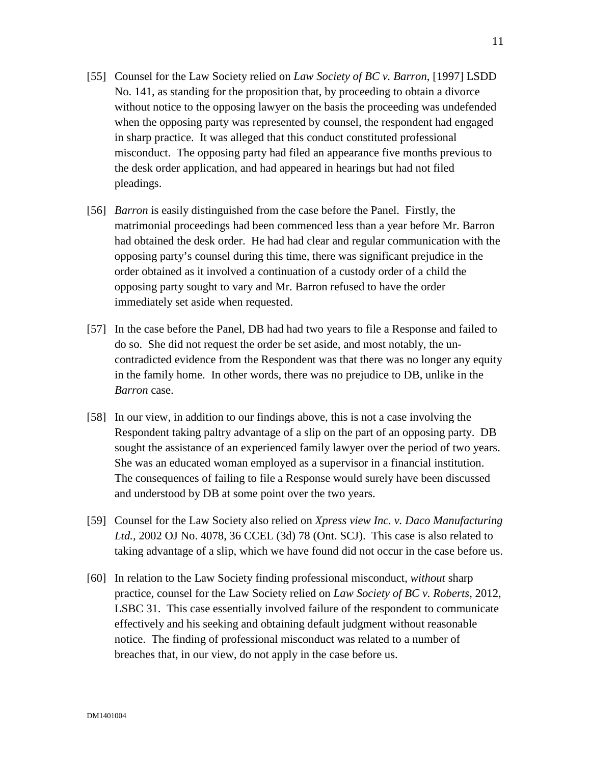[55] Counsel for the Law Society relied on *Law Society of BC v. Barron*, [1997] LSDD No. 141, as standing for the proposition that, by proceeding to obtain a divorce without notice to the opposing lawyer on the basis the proceeding was undefended when the opposing party was represented by counsel, the respondent had engaged in sharp practice. It was alleged that this conduct constituted professional misconduct. The opposing party had filed an appearance five months previous to the desk order application, and had appeared in hearings but had not filed pleadings.

[56] *Barron* is easily distinguished from the case before the Panel. Firstly, the matrimonial proceedings had been commenced less than a year before Mr. Barron had obtained the desk order. He had had clear and regular communication with the opposing party's counsel during this time, there was significant prejudice in the order obtained as it involved a continuation of a custody order of a child the opposing party sought to vary and Mr. Barron refused to have the order immediately set aside when requested.

[57] In the case before the Panel, DB had had two years to file a Response and failed to do so. She did not request the order be set aside, and most notably, the un-contradicted evidence from the Respondent was that there was no longer any equity in the family home. In other words, there was no prejudice to DB, unlike in the *Barron* case.

[58] In our view, in addition to our findings above, this is not a case involving the Respondent taking paltry advantage of a slip on the part of an opposing party. DB sought the assistance of an experienced family lawyer over the period of two years. She was an educated woman employed as a supervisor in a financial institution. The consequences of failing to file a Response would surely have been discussed and understood by DB at some point over the two years.

[59] Counsel for the Law Society also relied on *Xpress view Inc. v. Daco Manufacturing Ltd.*, 2002 OJ No. 4078, 36 CCEL (3d) 78 (Ont. SCJ). This case is also related to taking advantage of a slip, which we have found did not occur in the case before us.

[60] In relation to the Law Society finding professional misconduct, *without* sharp practice, counsel for the Law Society relied on *Law Society of BC v. Roberts*, 2012, LSBC 31. This case essentially involved failure of the respondent to communicate effectively and his seeking and obtaining default judgment without reasonable notice. The finding of professional misconduct was related to a number of breaches that, in our view, do not apply in the case before us.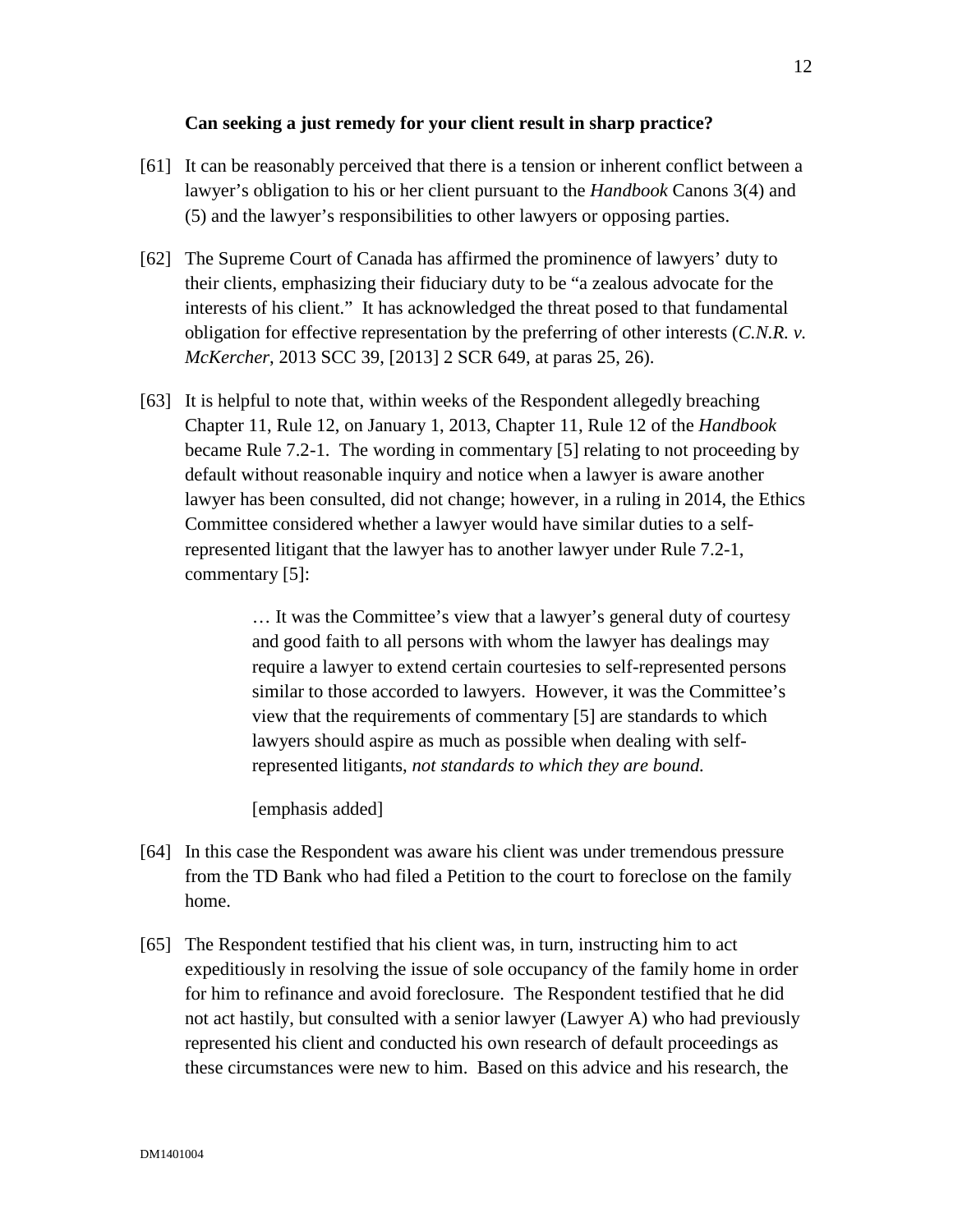**Can seeking a just remedy for your client result in sharp practice?**

[61] It can be reasonably perceived that there is a tension or inherent conflict between a lawyer's obligation to his or her client pursuant to the *Handbook* Canons 3(4) and (5) and the lawyer's responsibilities to other lawyers or opposing parties.

[62] The Supreme Court of Canada has affirmed the prominence of lawyers' duty to their clients, emphasizing their fiduciary duty to be "a zealous advocate for the interests of his client." It has acknowledged the threat posed to that fundamental obligation for effective representation by the preferring of other interests (*C.N.R. v. McKercher*, 2013 SCC 39, [2013] 2 SCR 649, at paras 25, 26).

[63] It is helpful to note that, within weeks of the Respondent allegedly breaching Chapter 11, Rule 12, on January 1, 2013, Chapter 11, Rule 12 of the *Handbook* became Rule 7.2-1. The wording in commentary [5] relating to not proceeding by default without reasonable inquiry and notice when a lawyer is aware another lawyer has been consulted, did not change; however, in a ruling in 2014, the Ethics Committee considered whether a lawyer would have similar duties to a self-represented litigant that the lawyer has to another lawyer under Rule 7.2-1, commentary [5]:

> … It was the Committee's view that a lawyer's general duty of courtesy and good faith to all persons with whom the lawyer has dealings may require a lawyer to extend certain courtesies to self-represented persons similar to those accorded to lawyers. However, it was the Committee's view that the requirements of commentary [5] are standards to which lawyers should aspire as much as possible when dealing with self-represented litigants, *not standards to which they are bound.*
>
> [emphasis added]

[64] In this case the Respondent was aware his client was under tremendous pressure from the TD Bank who had filed a Petition to the court to foreclose on the family home.

[65] The Respondent testified that his client was, in turn, instructing him to act expeditiously in resolving the issue of sole occupancy of the family home in order for him to refinance and avoid foreclosure. The Respondent testified that he did not act hastily, but consulted with a senior lawyer (Lawyer A) who had previously represented his client and conducted his own research of default proceedings as these circumstances were new to him. Based on this advice and his research, the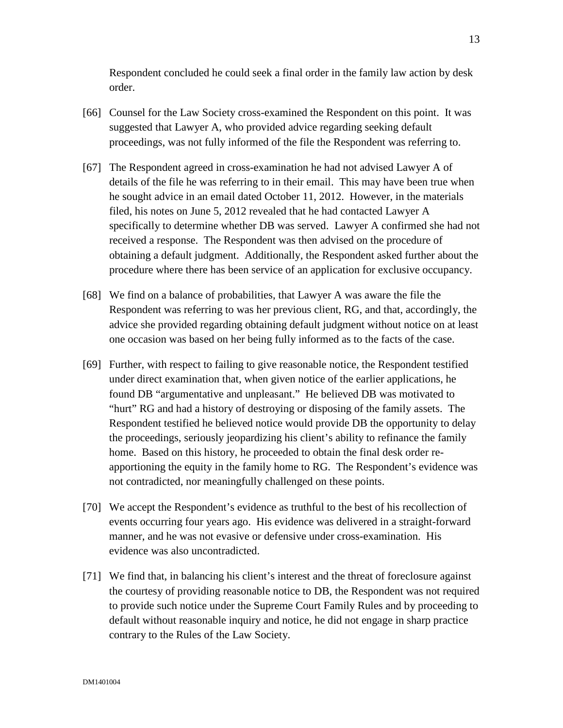Respondent concluded he could seek a final order in the family law action by desk order.

[66] Counsel for the Law Society cross-examined the Respondent on this point. It was suggested that Lawyer A, who provided advice regarding seeking default proceedings, was not fully informed of the file the Respondent was referring to.

[67] The Respondent agreed in cross-examination he had not advised Lawyer A of details of the file he was referring to in their email. This may have been true when he sought advice in an email dated October 11, 2012. However, in the materials filed, his notes on June 5, 2012 revealed that he had contacted Lawyer A specifically to determine whether DB was served. Lawyer A confirmed she had not received a response. The Respondent was then advised on the procedure of obtaining a default judgment. Additionally, the Respondent asked further about the procedure where there has been service of an application for exclusive occupancy.

[68] We find on a balance of probabilities, that Lawyer A was aware the file the Respondent was referring to was her previous client, RG, and that, accordingly, the advice she provided regarding obtaining default judgment without notice on at least one occasion was based on her being fully informed as to the facts of the case.

[69] Further, with respect to failing to give reasonable notice, the Respondent testified under direct examination that, when given notice of the earlier applications, he found DB "argumentative and unpleasant." He believed DB was motivated to "hurt" RG and had a history of destroying or disposing of the family assets. The Respondent testified he believed notice would provide DB the opportunity to delay the proceedings, seriously jeopardizing his client's ability to refinance the family home. Based on this history, he proceeded to obtain the final desk order re-apportioning the equity in the family home to RG. The Respondent's evidence was not contradicted, nor meaningfully challenged on these points.

[70] We accept the Respondent's evidence as truthful to the best of his recollection of events occurring four years ago. His evidence was delivered in a straight-forward manner, and he was not evasive or defensive under cross-examination. His evidence was also uncontradicted.

[71] We find that, in balancing his client's interest and the threat of foreclosure against the courtesy of providing reasonable notice to DB, the Respondent was not required to provide such notice under the Supreme Court Family Rules and by proceeding to default without reasonable inquiry and notice, he did not engage in sharp practice contrary to the Rules of the Law Society.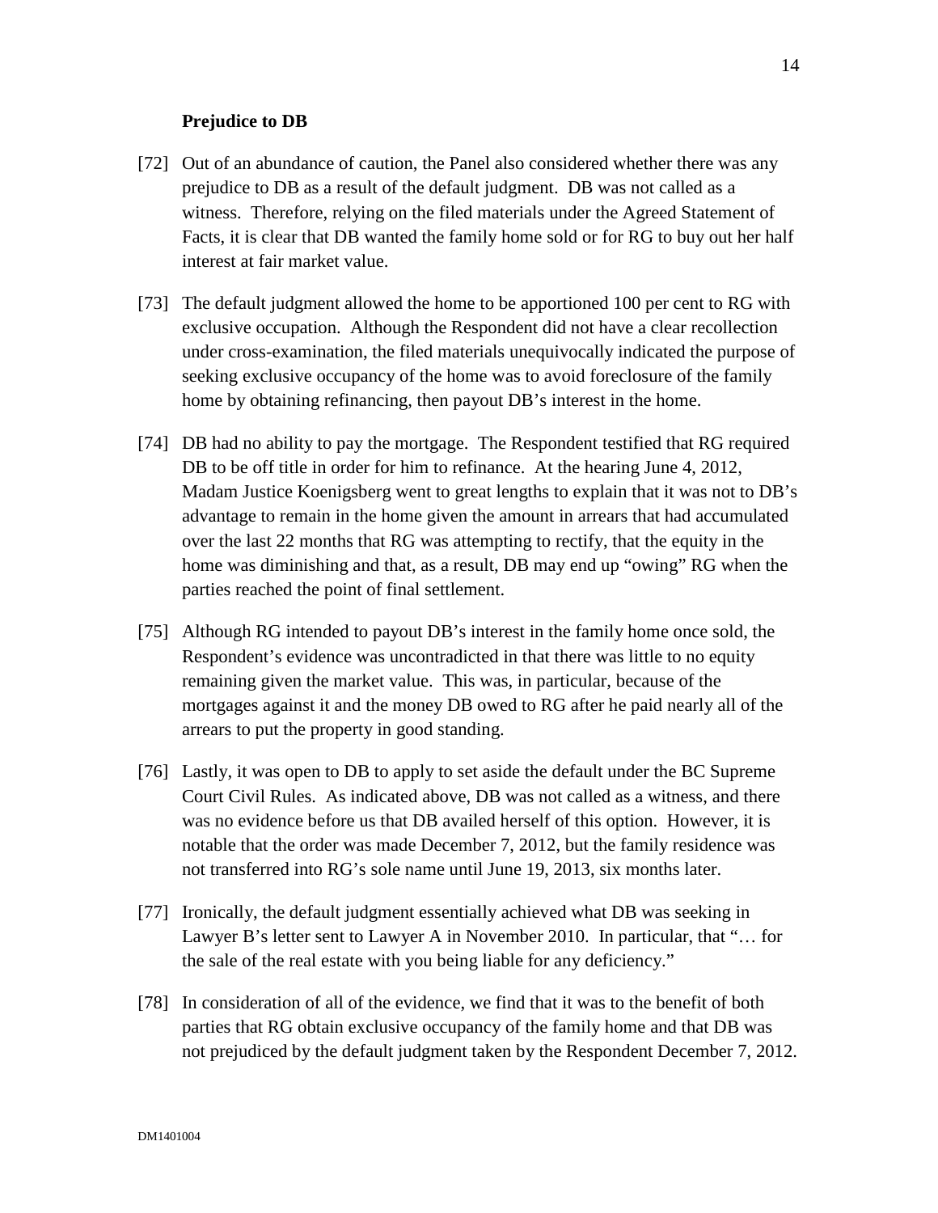**Prejudice to DB**

[72] Out of an abundance of caution, the Panel also considered whether there was any prejudice to DB as a result of the default judgment. DB was not called as a witness. Therefore, relying on the filed materials under the Agreed Statement of Facts, it is clear that DB wanted the family home sold or for RG to buy out her half interest at fair market value.

[73] The default judgment allowed the home to be apportioned 100 per cent to RG with exclusive occupation. Although the Respondent did not have a clear recollection under cross-examination, the filed materials unequivocally indicated the purpose of seeking exclusive occupancy of the home was to avoid foreclosure of the family home by obtaining refinancing, then payout DB's interest in the home.

[74] DB had no ability to pay the mortgage. The Respondent testified that RG required DB to be off title in order for him to refinance. At the hearing June 4, 2012, Madam Justice Koenigsberg went to great lengths to explain that it was not to DB's advantage to remain in the home given the amount in arrears that had accumulated over the last 22 months that RG was attempting to rectify, that the equity in the home was diminishing and that, as a result, DB may end up "owing" RG when the parties reached the point of final settlement.

[75] Although RG intended to payout DB's interest in the family home once sold, the Respondent's evidence was uncontradicted in that there was little to no equity remaining given the market value. This was, in particular, because of the mortgages against it and the money DB owed to RG after he paid nearly all of the arrears to put the property in good standing.

[76] Lastly, it was open to DB to apply to set aside the default under the BC Supreme Court Civil Rules. As indicated above, DB was not called as a witness, and there was no evidence before us that DB availed herself of this option. However, it is notable that the order was made December 7, 2012, but the family residence was not transferred into RG's sole name until June 19, 2013, six months later.

[77] Ironically, the default judgment essentially achieved what DB was seeking in Lawyer B's letter sent to Lawyer A in November 2010. In particular, that "… for the sale of the real estate with you being liable for any deficiency."

[78] In consideration of all of the evidence, we find that it was to the benefit of both parties that RG obtain exclusive occupancy of the family home and that DB was not prejudiced by the default judgment taken by the Respondent December 7, 2012.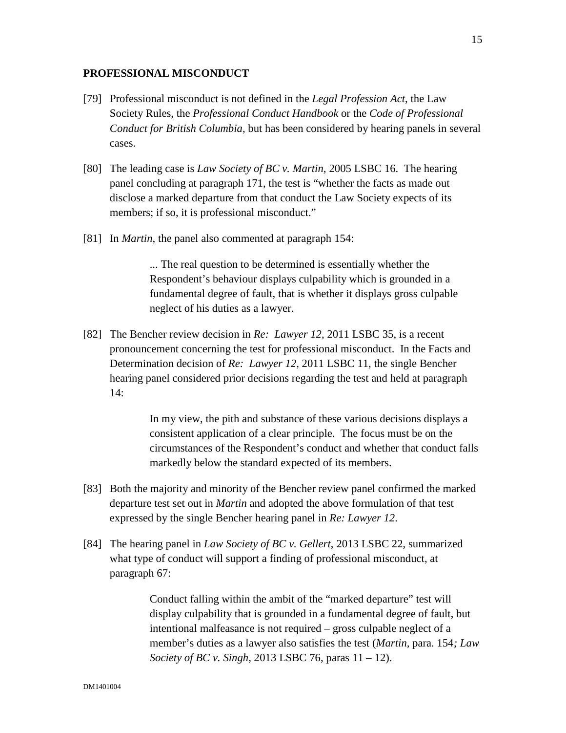## PROFESSIONAL MISCONDUCT

[79] Professional misconduct is not defined in the *Legal Profession Act*, the Law Society Rules, the *Professional Conduct Handbook* or the *Code of Professional Conduct for British Columbia*, but has been considered by hearing panels in several cases.

[80] The leading case is *Law Society of BC v. Martin,* 2005 LSBC 16. The hearing panel concluding at paragraph 171, the test is "whether the facts as made out disclose a marked departure from that conduct the Law Society expects of its members; if so, it is professional misconduct."

[81] In *Martin*, the panel also commented at paragraph 154:

> ... The real question to be determined is essentially whether the Respondent's behaviour displays culpability which is grounded in a fundamental degree of fault, that is whether it displays gross culpable neglect of his duties as a lawyer.

[82] The Bencher review decision in *Re: Lawyer 12,* 2011 LSBC 35, is a recent pronouncement concerning the test for professional misconduct. In the Facts and Determination decision of *Re: Lawyer 12,* 2011 LSBC 11, the single Bencher hearing panel considered prior decisions regarding the test and held at paragraph 14:

> In my view, the pith and substance of these various decisions displays a consistent application of a clear principle. The focus must be on the circumstances of the Respondent's conduct and whether that conduct falls markedly below the standard expected of its members.

[83] Both the majority and minority of the Bencher review panel confirmed the marked departure test set out in *Martin* and adopted the above formulation of that test expressed by the single Bencher hearing panel in *Re: Lawyer 12*.

[84] The hearing panel in *Law Society of BC v. Gellert,* 2013 LSBC 22, summarized what type of conduct will support a finding of professional misconduct, at paragraph 67:

> Conduct falling within the ambit of the "marked departure" test will display culpability that is grounded in a fundamental degree of fault, but intentional malfeasance is not required – gross culpable neglect of a member's duties as a lawyer also satisfies the test (*Martin*, para. 154*; Law Society of BC v. Singh,* 2013 LSBC 76, paras 11 – 12).

DM1401004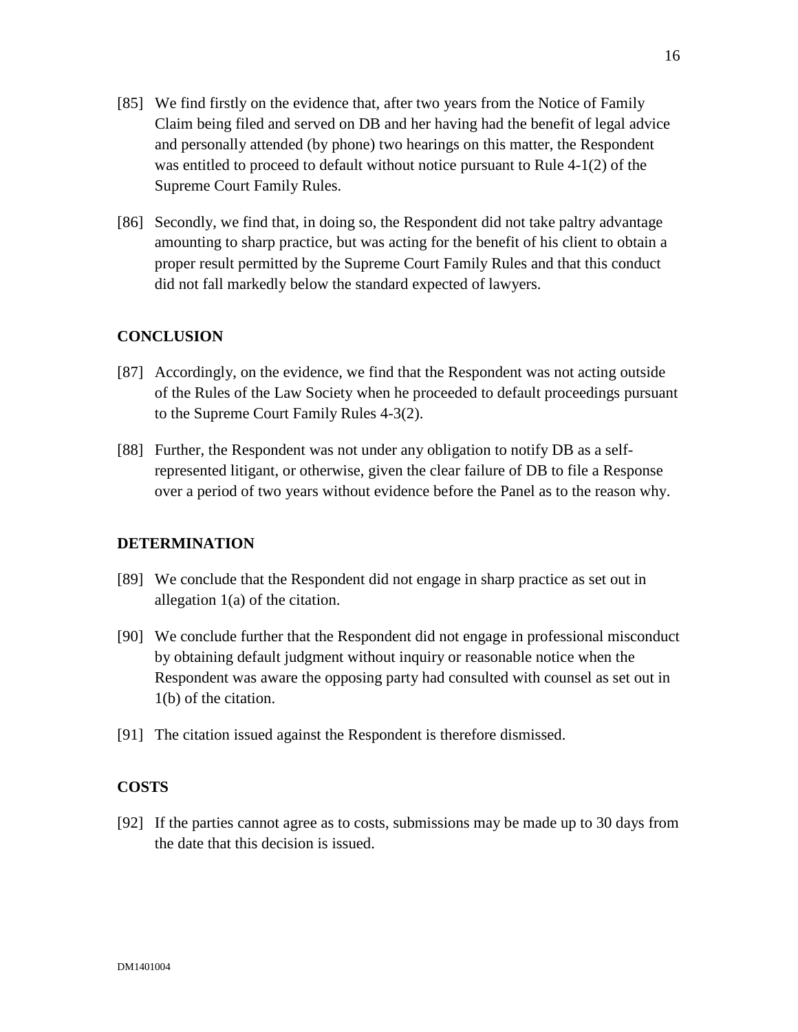[85] We find firstly on the evidence that, after two years from the Notice of Family Claim being filed and served on DB and her having had the benefit of legal advice and personally attended (by phone) two hearings on this matter, the Respondent was entitled to proceed to default without notice pursuant to Rule 4-1(2) of the Supreme Court Family Rules.

[86] Secondly, we find that, in doing so, the Respondent did not take paltry advantage amounting to sharp practice, but was acting for the benefit of his client to obtain a proper result permitted by the Supreme Court Family Rules and that this conduct did not fall markedly below the standard expected of lawyers.

## CONCLUSION

[87] Accordingly, on the evidence, we find that the Respondent was not acting outside of the Rules of the Law Society when he proceeded to default proceedings pursuant to the Supreme Court Family Rules 4-3(2).

[88] Further, the Respondent was not under any obligation to notify DB as a self-represented litigant, or otherwise, given the clear failure of DB to file a Response over a period of two years without evidence before the Panel as to the reason why.

## DETERMINATION

[89] We conclude that the Respondent did not engage in sharp practice as set out in allegation 1(a) of the citation.

[90] We conclude further that the Respondent did not engage in professional misconduct by obtaining default judgment without inquiry or reasonable notice when the Respondent was aware the opposing party had consulted with counsel as set out in 1(b) of the citation.

[91] The citation issued against the Respondent is therefore dismissed.

## COSTS

[92] If the parties cannot agree as to costs, submissions may be made up to 30 days from the date that this decision is issued.

DM1401004